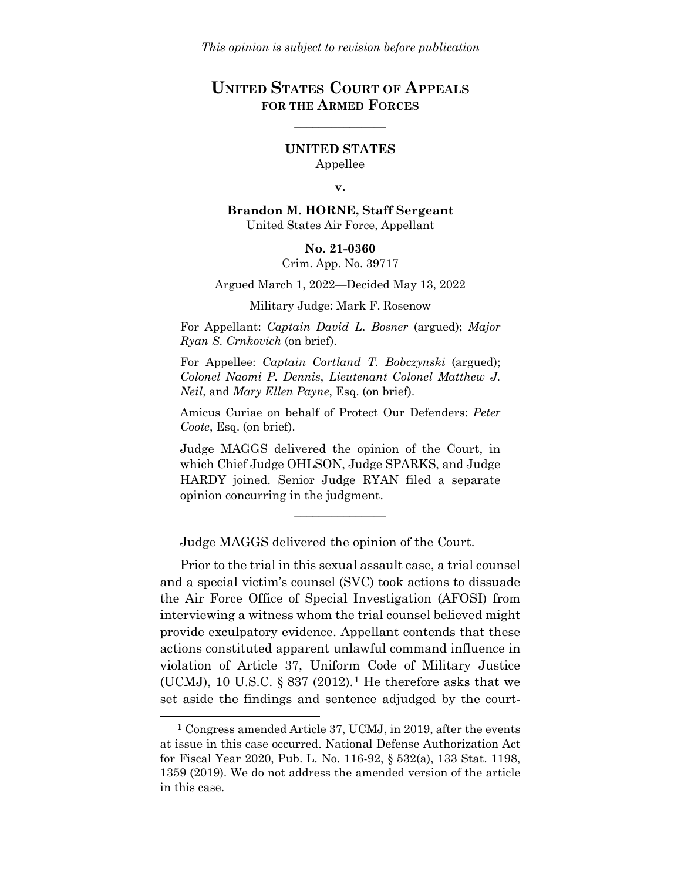*This opinion is subject to revision before publication*

# UNITED STATES COURT OF APPEALS FOR THE ARMED FORCES

---

**UNITED STATES**

Appellee

**v.**

**Brandon M. HORNE, Staff Sergeant**

United States Air Force, Appellant

**No. 21-0360**

Crim. App. No. 39717

Argued March 1, 2022—Decided May 13, 2022

Military Judge: Mark F. Rosenow

For Appellant: *Captain David L. Bosner* (argued); *Major Ryan S. Crnkovich* (on brief).

For Appellee: *Captain Cortland T. Bobczynski* (argued); *Colonel Naomi P. Dennis*, *Lieutenant Colonel Matthew J. Neil*, and *Mary Ellen Payne*, Esq. (on brief).

Amicus Curiae on behalf of Protect Our Defenders: *Peter Coote*, Esq. (on brief).

Judge MAGGS delivered the opinion of the Court, in which Chief Judge OHLSON, Judge SPARKS, and Judge HARDY joined. Senior Judge RYAN filed a separate opinion concurring in the judgment.

---

Judge MAGGS delivered the opinion of the Court.

Prior to the trial in this sexual assault case, a trial counsel and a special victim's counsel (SVC) took actions to dissuade the Air Force Office of Special Investigation (AFOSI) from interviewing a witness whom the trial counsel believed might provide exculpatory evidence. Appellant contends that these actions constituted apparent unlawful command influence in violation of Article 37, Uniform Code of Military Justice (UCMJ), 10 U.S.C. § 837 (2012).[1] He therefore asks that we set aside the findings and sentence adjudged by the court-

[1] Congress amended Article 37, UCMJ, in 2019, after the events at issue in this case occurred. National Defense Authorization Act for Fiscal Year 2020, Pub. L. No. 116-92, § 532(a), 133 Stat. 1198, 1359 (2019). We do not address the amended version of the article in this case.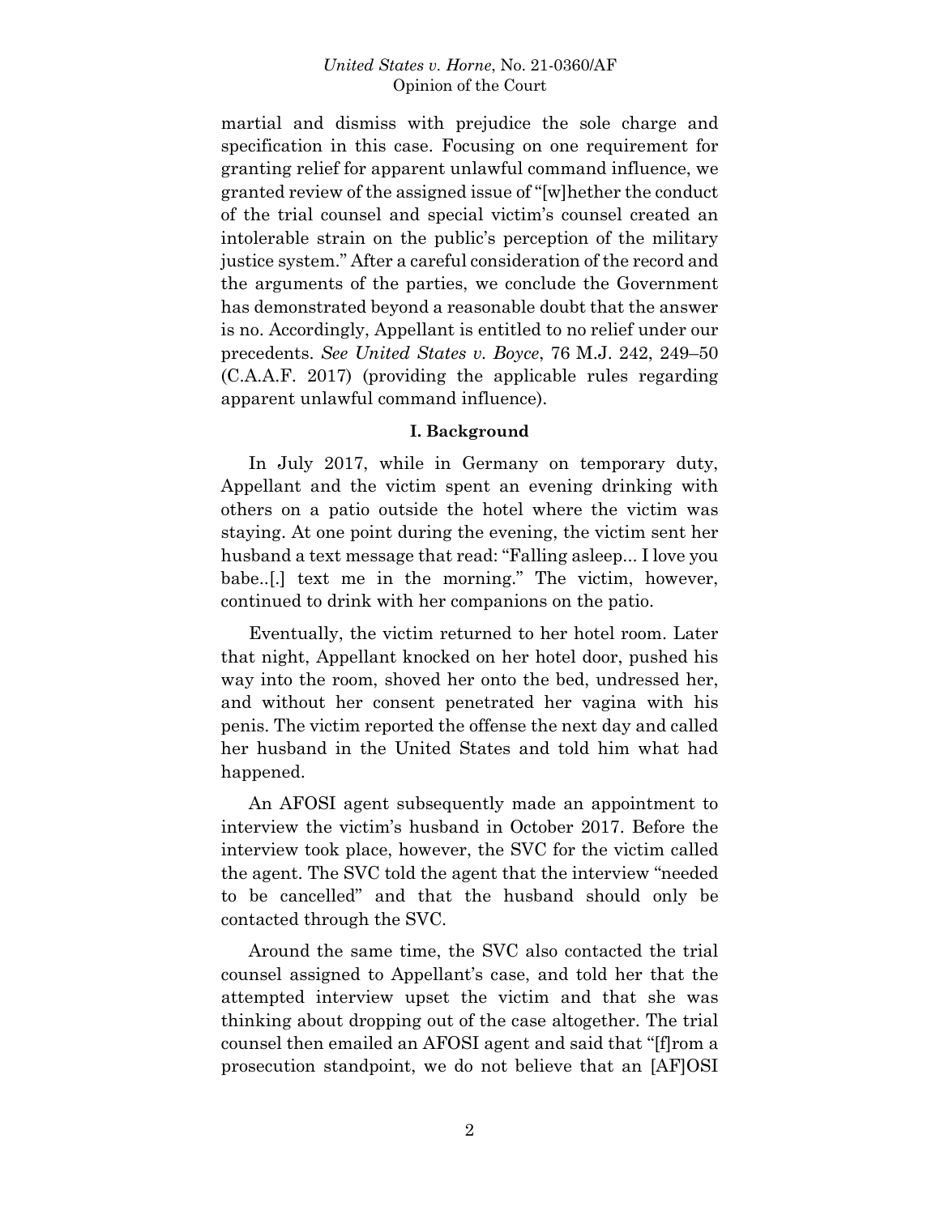martial and dismiss with prejudice the sole charge and specification in this case. Focusing on one requirement for granting relief for apparent unlawful command influence, we granted review of the assigned issue of "[w]hether the conduct of the trial counsel and special victim's counsel created an intolerable strain on the public's perception of the military justice system." After a careful consideration of the record and the arguments of the parties, we conclude the Government has demonstrated beyond a reasonable doubt that the answer is no. Accordingly, Appellant is entitled to no relief under our precedents. *See United States v. Boyce*, 76 M.J. 242, 249–50 (C.A.A.F. 2017) (providing the applicable rules regarding apparent unlawful command influence).

## I. Background

In July 2017, while in Germany on temporary duty, Appellant and the victim spent an evening drinking with others on a patio outside the hotel where the victim was staying. At one point during the evening, the victim sent her husband a text message that read: "Falling asleep... I love you babe..[.] text me in the morning." The victim, however, continued to drink with her companions on the patio.

Eventually, the victim returned to her hotel room. Later that night, Appellant knocked on her hotel door, pushed his way into the room, shoved her onto the bed, undressed her, and without her consent penetrated her vagina with his penis. The victim reported the offense the next day and called her husband in the United States and told him what had happened.

An AFOSI agent subsequently made an appointment to interview the victim's husband in October 2017. Before the interview took place, however, the SVC for the victim called the agent. The SVC told the agent that the interview "needed to be cancelled" and that the husband should only be contacted through the SVC.

Around the same time, the SVC also contacted the trial counsel assigned to Appellant's case, and told her that the attempted interview upset the victim and that she was thinking about dropping out of the case altogether. The trial counsel then emailed an AFOSI agent and said that "[f]rom a prosecution standpoint, we do not believe that an [AF]OSI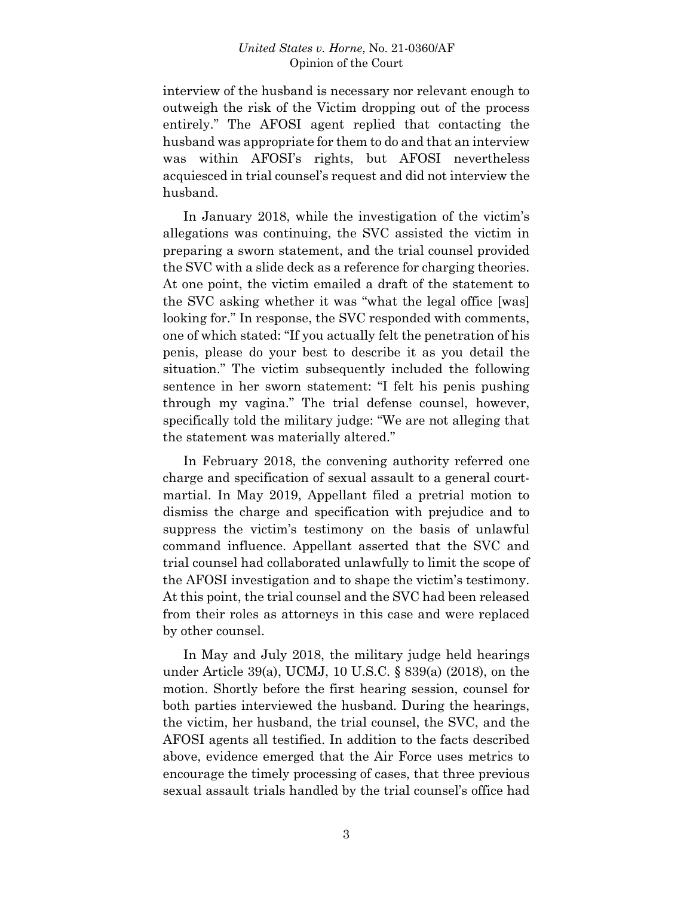interview of the husband is necessary nor relevant enough to outweigh the risk of the Victim dropping out of the process entirely." The AFOSI agent replied that contacting the husband was appropriate for them to do and that an interview was within AFOSI's rights, but AFOSI nevertheless acquiesced in trial counsel's request and did not interview the husband.

In January 2018, while the investigation of the victim's allegations was continuing, the SVC assisted the victim in preparing a sworn statement, and the trial counsel provided the SVC with a slide deck as a reference for charging theories. At one point, the victim emailed a draft of the statement to the SVC asking whether it was "what the legal office [was] looking for." In response, the SVC responded with comments, one of which stated: "If you actually felt the penetration of his penis, please do your best to describe it as you detail the situation." The victim subsequently included the following sentence in her sworn statement: "I felt his penis pushing through my vagina." The trial defense counsel, however, specifically told the military judge: "We are not alleging that the statement was materially altered."

In February 2018, the convening authority referred one charge and specification of sexual assault to a general court-martial. In May 2019, Appellant filed a pretrial motion to dismiss the charge and specification with prejudice and to suppress the victim's testimony on the basis of unlawful command influence. Appellant asserted that the SVC and trial counsel had collaborated unlawfully to limit the scope of the AFOSI investigation and to shape the victim's testimony. At this point, the trial counsel and the SVC had been released from their roles as attorneys in this case and were replaced by other counsel.

In May and July 2018, the military judge held hearings under Article 39(a), UCMJ, 10 U.S.C. § 839(a) (2018), on the motion. Shortly before the first hearing session, counsel for both parties interviewed the husband. During the hearings, the victim, her husband, the trial counsel, the SVC, and the AFOSI agents all testified. In addition to the facts described above, evidence emerged that the Air Force uses metrics to encourage the timely processing of cases, that three previous sexual assault trials handled by the trial counsel's office had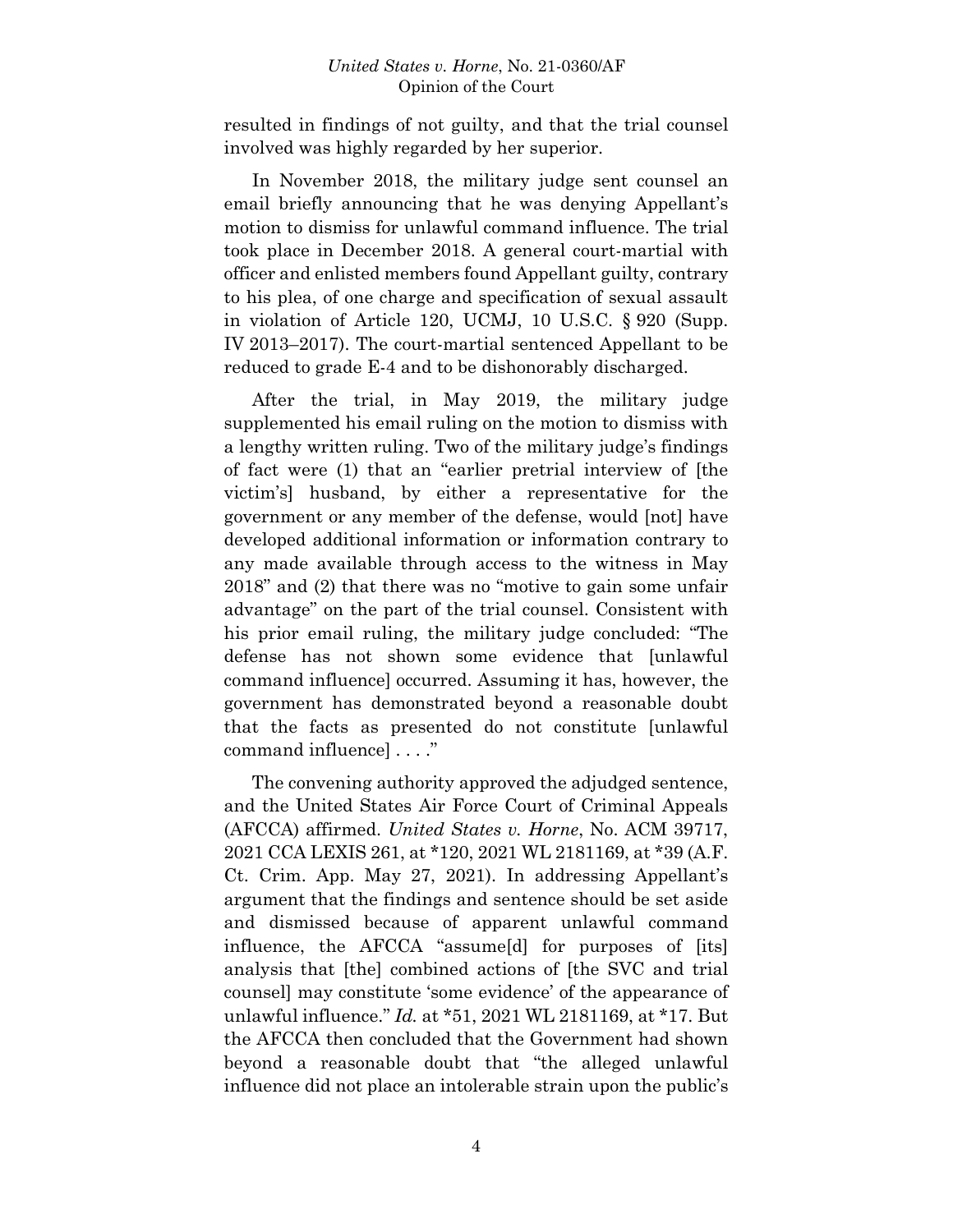resulted in findings of not guilty, and that the trial counsel involved was highly regarded by her superior.

In November 2018, the military judge sent counsel an email briefly announcing that he was denying Appellant's motion to dismiss for unlawful command influence. The trial took place in December 2018. A general court-martial with officer and enlisted members found Appellant guilty, contrary to his plea, of one charge and specification of sexual assault in violation of Article 120, UCMJ, 10 U.S.C. § 920 (Supp. IV 2013–2017). The court-martial sentenced Appellant to be reduced to grade E-4 and to be dishonorably discharged.

After the trial, in May 2019, the military judge supplemented his email ruling on the motion to dismiss with a lengthy written ruling. Two of the military judge's findings of fact were (1) that an "earlier pretrial interview of [the victim's] husband, by either a representative for the government or any member of the defense, would [not] have developed additional information or information contrary to any made available through access to the witness in May 2018" and (2) that there was no "motive to gain some unfair advantage" on the part of the trial counsel. Consistent with his prior email ruling, the military judge concluded: "The defense has not shown some evidence that [unlawful command influence] occurred. Assuming it has, however, the government has demonstrated beyond a reasonable doubt that the facts as presented do not constitute [unlawful command influence] . . . ."

The convening authority approved the adjudged sentence, and the United States Air Force Court of Criminal Appeals (AFCCA) affirmed. *United States v. Horne*, No. ACM 39717, 2021 CCA LEXIS 261, at *120, 2021 WL 2181169, at *39 (A.F. Ct. Crim. App. May 27, 2021). In addressing Appellant's argument that the findings and sentence should be set aside and dismissed because of apparent unlawful command influence, the AFCCA "assume[d] for purposes of [its] analysis that [the] combined actions of [the SVC and trial counsel] may constitute 'some evidence' of the appearance of unlawful influence." *Id.* at *51, 2021 WL 2181169, at *17. But the AFCCA then concluded that the Government had shown beyond a reasonable doubt that "the alleged unlawful influence did not place an intolerable strain upon the public's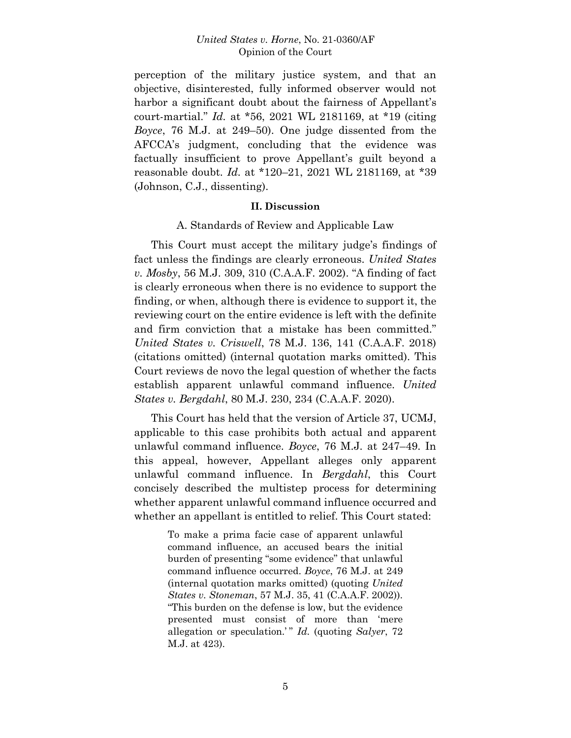perception of the military justice system, and that an objective, disinterested, fully informed observer would not harbor a significant doubt about the fairness of Appellant's court-martial." *Id.* at *56, 2021 WL 2181169, at *19 (citing *Boyce*, 76 M.J. at 249–50). One judge dissented from the AFCCA's judgment, concluding that the evidence was factually insufficient to prove Appellant's guilt beyond a reasonable doubt. *Id.* at *120–21, 2021 WL 2181169, at *39 (Johnson, C.J., dissenting).

## II. Discussion

### A. Standards of Review and Applicable Law

This Court must accept the military judge's findings of fact unless the findings are clearly erroneous. *United States v. Mosby*, 56 M.J. 309, 310 (C.A.A.F. 2002). "A finding of fact is clearly erroneous when there is no evidence to support the finding, or when, although there is evidence to support it, the reviewing court on the entire evidence is left with the definite and firm conviction that a mistake has been committed." *United States v. Criswell*, 78 M.J. 136, 141 (C.A.A.F. 2018) (citations omitted) (internal quotation marks omitted). This Court reviews de novo the legal question of whether the facts establish apparent unlawful command influence. *United States v. Bergdahl*, 80 M.J. 230, 234 (C.A.A.F. 2020).

This Court has held that the version of Article 37, UCMJ, applicable to this case prohibits both actual and apparent unlawful command influence. *Boyce*, 76 M.J. at 247–49. In this appeal, however, Appellant alleges only apparent unlawful command influence. In *Bergdahl*, this Court concisely described the multistep process for determining whether apparent unlawful command influence occurred and whether an appellant is entitled to relief. This Court stated:

> To make a prima facie case of apparent unlawful command influence, an accused bears the initial burden of presenting "some evidence" that unlawful command influence occurred. *Boyce*, 76 M.J. at 249 (internal quotation marks omitted) (quoting *United States v. Stoneman*, 57 M.J. 35, 41 (C.A.A.F. 2002)). "This burden on the defense is low, but the evidence presented must consist of more than 'mere allegation or speculation.' " *Id.* (quoting *Salyer*, 72 M.J. at 423).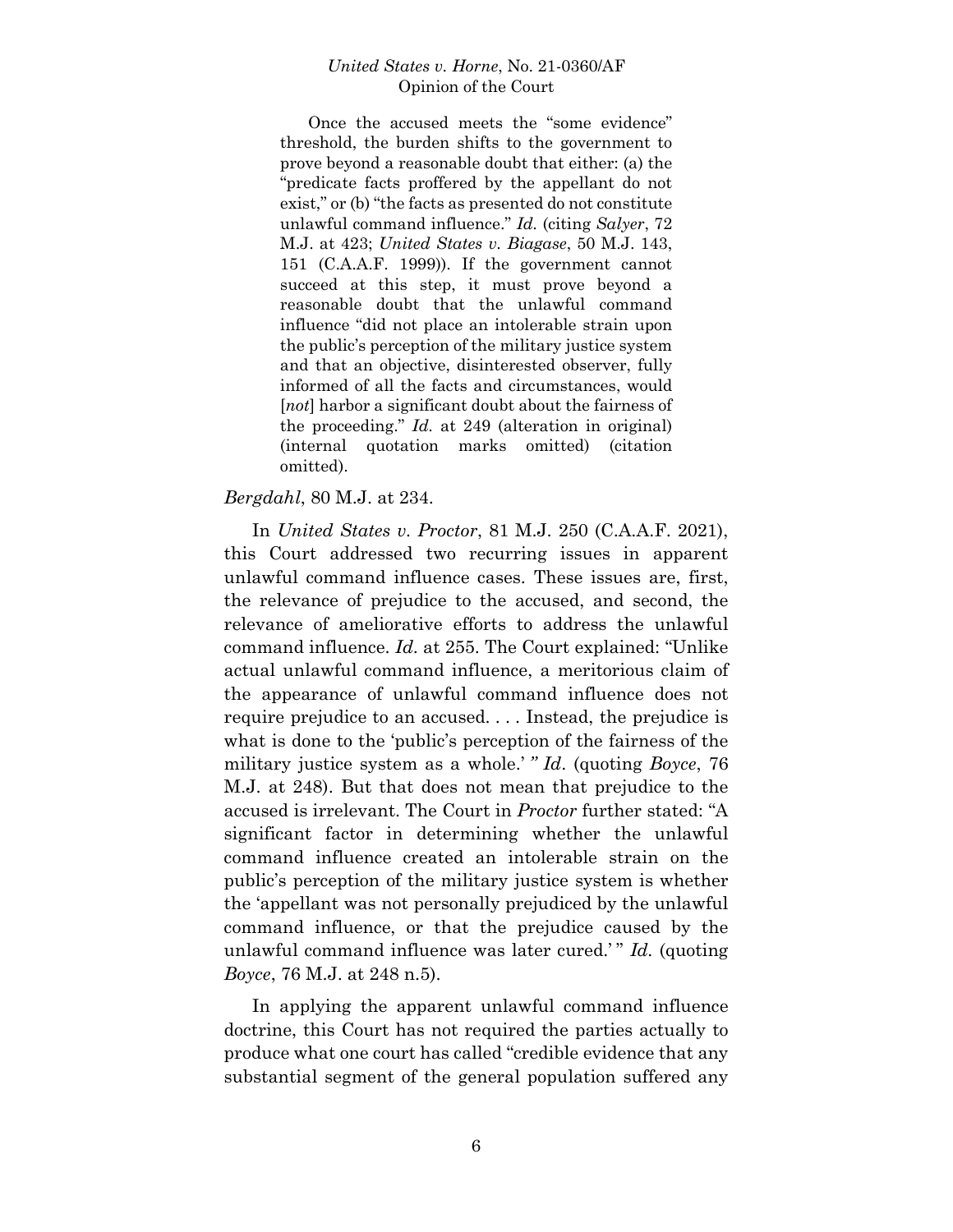> Once the accused meets the "some evidence" threshold, the burden shifts to the government to prove beyond a reasonable doubt that either: (a) the "predicate facts proffered by the appellant do not exist," or (b) "the facts as presented do not constitute unlawful command influence." *Id.* (citing *Salyer*, 72 M.J. at 423; *United States v. Biagase*, 50 M.J. 143, 151 (C.A.A.F. 1999)). If the government cannot succeed at this step, it must prove beyond a reasonable doubt that the unlawful command influence "did not place an intolerable strain upon the public's perception of the military justice system and that an objective, disinterested observer, fully informed of all the facts and circumstances, would [*not*] harbor a significant doubt about the fairness of the proceeding." *Id.* at 249 (alteration in original) (internal quotation marks omitted) (citation omitted).

*Bergdahl*, 80 M.J. at 234.

In *United States v. Proctor*, 81 M.J. 250 (C.A.A.F. 2021), this Court addressed two recurring issues in apparent unlawful command influence cases. These issues are, first, the relevance of prejudice to the accused, and second, the relevance of ameliorative efforts to address the unlawful command influence. *Id.* at 255. The Court explained: "Unlike actual unlawful command influence, a meritorious claim of the appearance of unlawful command influence does not require prejudice to an accused. . . . Instead, the prejudice is what is done to the 'public's perception of the fairness of the military justice system as a whole.' " *Id*. (quoting *Boyce*, 76 M.J. at 248). But that does not mean that prejudice to the accused is irrelevant. The Court in *Proctor* further stated: "A significant factor in determining whether the unlawful command influence created an intolerable strain on the public's perception of the military justice system is whether the 'appellant was not personally prejudiced by the unlawful command influence, or that the prejudice caused by the unlawful command influence was later cured.' " *Id.* (quoting *Boyce*, 76 M.J. at 248 n.5).

In applying the apparent unlawful command influence doctrine, this Court has not required the parties actually to produce what one court has called "credible evidence that any substantial segment of the general population suffered any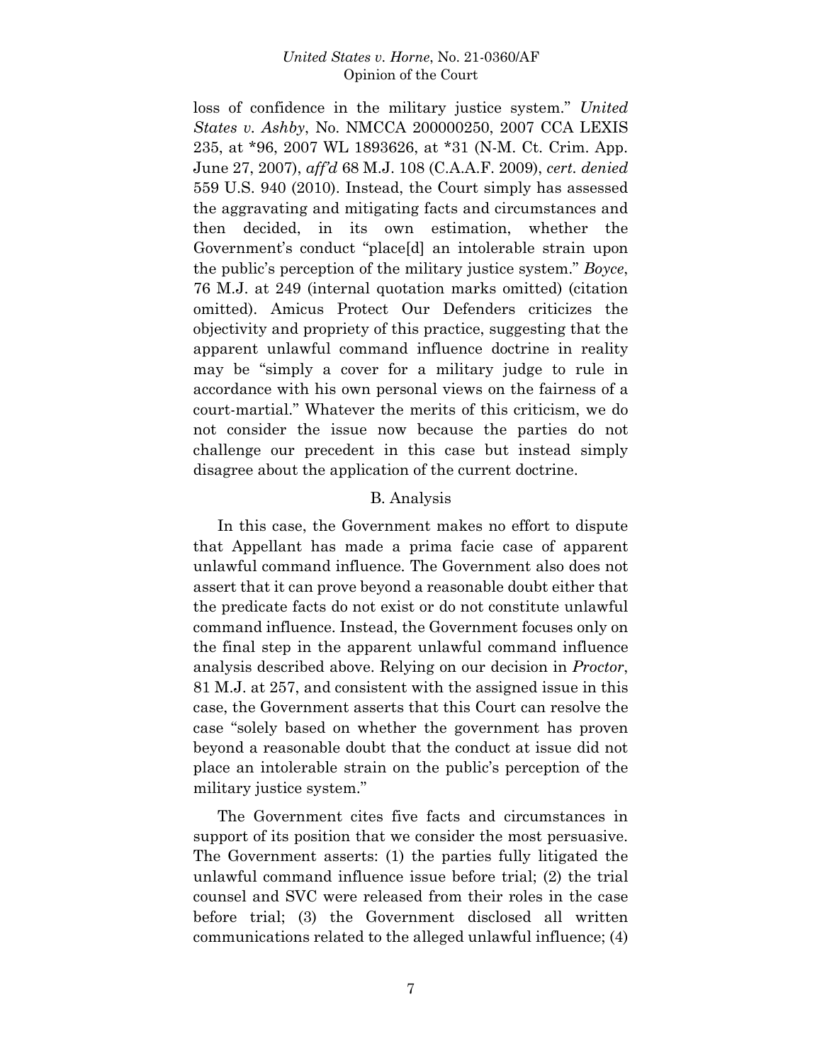loss of confidence in the military justice system." *United States v. Ashby*, No. NMCCA 200000250, 2007 CCA LEXIS 235, at *96, 2007 WL 1893626, at *31 (N-M. Ct. Crim. App. June 27, 2007), *aff'd* 68 M.J. 108 (C.A.A.F. 2009), *cert. denied* 559 U.S. 940 (2010). Instead, the Court simply has assessed the aggravating and mitigating facts and circumstances and then decided, in its own estimation, whether the Government's conduct "place[d] an intolerable strain upon the public's perception of the military justice system." *Boyce*, 76 M.J. at 249 (internal quotation marks omitted) (citation omitted). Amicus Protect Our Defenders criticizes the objectivity and propriety of this practice, suggesting that the apparent unlawful command influence doctrine in reality may be "simply a cover for a military judge to rule in accordance with his own personal views on the fairness of a court-martial." Whatever the merits of this criticism, we do not consider the issue now because the parties do not challenge our precedent in this case but instead simply disagree about the application of the current doctrine.

### B. Analysis

In this case, the Government makes no effort to dispute that Appellant has made a prima facie case of apparent unlawful command influence. The Government also does not assert that it can prove beyond a reasonable doubt either that the predicate facts do not exist or do not constitute unlawful command influence. Instead, the Government focuses only on the final step in the apparent unlawful command influence analysis described above. Relying on our decision in *Proctor*, 81 M.J. at 257, and consistent with the assigned issue in this case, the Government asserts that this Court can resolve the case "solely based on whether the government has proven beyond a reasonable doubt that the conduct at issue did not place an intolerable strain on the public's perception of the military justice system."

The Government cites five facts and circumstances in support of its position that we consider the most persuasive. The Government asserts: (1) the parties fully litigated the unlawful command influence issue before trial; (2) the trial counsel and SVC were released from their roles in the case before trial; (3) the Government disclosed all written communications related to the alleged unlawful influence; (4)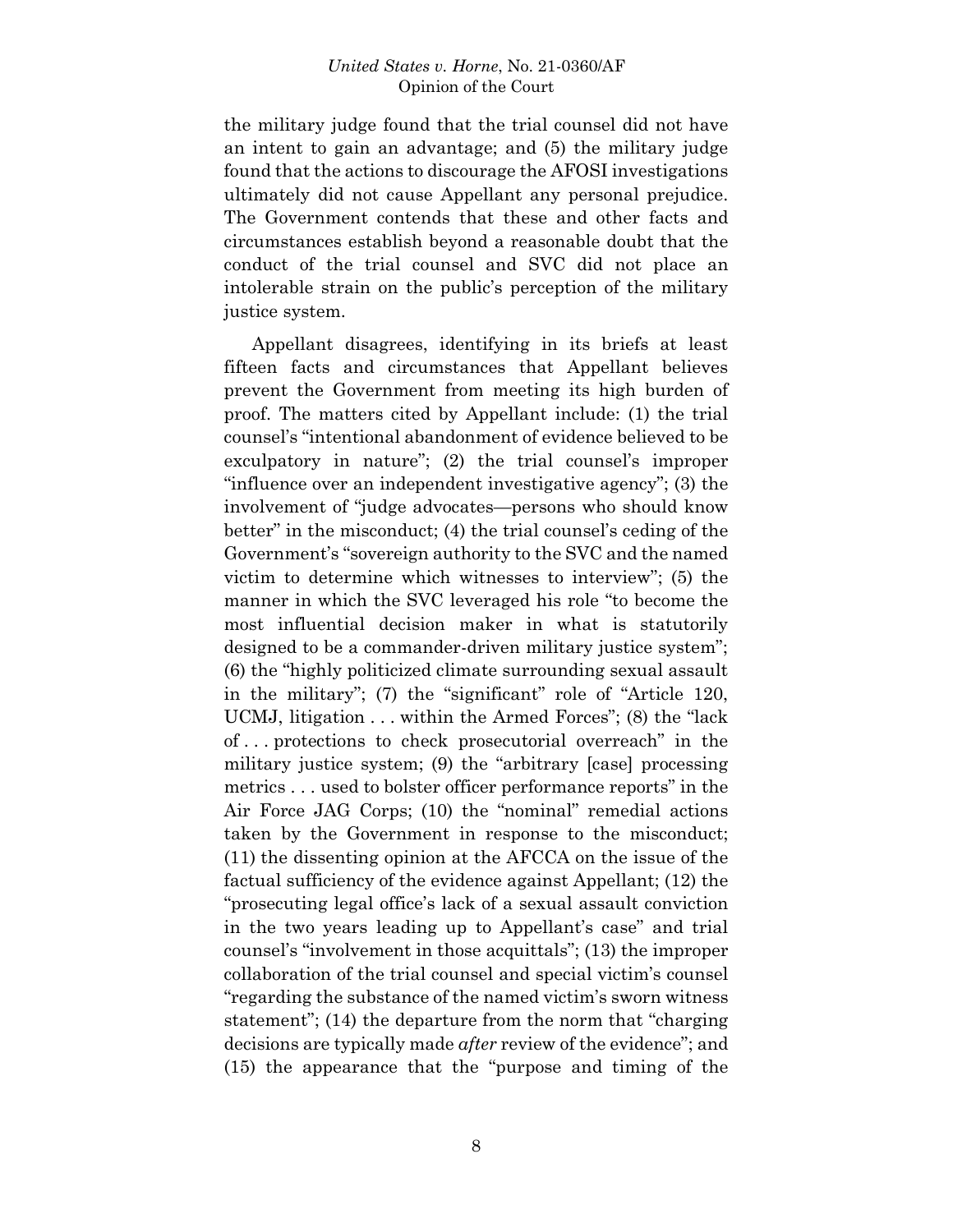the military judge found that the trial counsel did not have an intent to gain an advantage; and (5) the military judge found that the actions to discourage the AFOSI investigations ultimately did not cause Appellant any personal prejudice. The Government contends that these and other facts and circumstances establish beyond a reasonable doubt that the conduct of the trial counsel and SVC did not place an intolerable strain on the public's perception of the military justice system.

Appellant disagrees, identifying in its briefs at least fifteen facts and circumstances that Appellant believes prevent the Government from meeting its high burden of proof. The matters cited by Appellant include: (1) the trial counsel's "intentional abandonment of evidence believed to be exculpatory in nature"; (2) the trial counsel's improper "influence over an independent investigative agency"; (3) the involvement of "judge advocates—persons who should know better" in the misconduct; (4) the trial counsel's ceding of the Government's "sovereign authority to the SVC and the named victim to determine which witnesses to interview"; (5) the manner in which the SVC leveraged his role "to become the most influential decision maker in what is statutorily designed to be a commander-driven military justice system"; (6) the "highly politicized climate surrounding sexual assault in the military"; (7) the "significant" role of "Article 120, UCMJ, litigation . . . within the Armed Forces"; (8) the "lack of . . . protections to check prosecutorial overreach" in the military justice system; (9) the "arbitrary [case] processing metrics . . . used to bolster officer performance reports" in the Air Force JAG Corps; (10) the "nominal" remedial actions taken by the Government in response to the misconduct; (11) the dissenting opinion at the AFCCA on the issue of the factual sufficiency of the evidence against Appellant; (12) the "prosecuting legal office's lack of a sexual assault conviction in the two years leading up to Appellant's case" and trial counsel's "involvement in those acquittals"; (13) the improper collaboration of the trial counsel and special victim's counsel "regarding the substance of the named victim's sworn witness statement"; (14) the departure from the norm that "charging decisions are typically made *after* review of the evidence"; and (15) the appearance that the "purpose and timing of the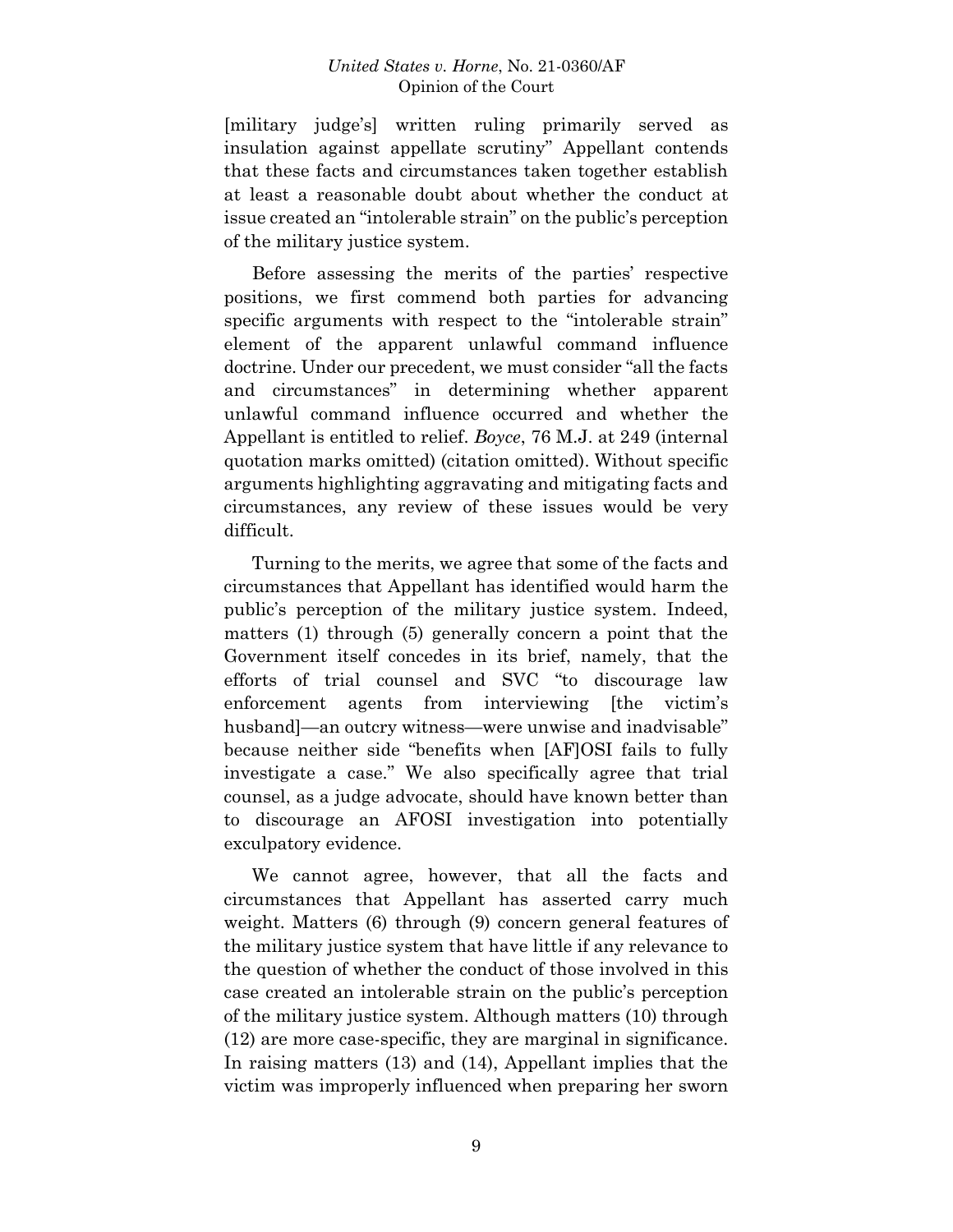[military judge's] written ruling primarily served as insulation against appellate scrutiny" Appellant contends that these facts and circumstances taken together establish at least a reasonable doubt about whether the conduct at issue created an "intolerable strain" on the public's perception of the military justice system.

Before assessing the merits of the parties' respective positions, we first commend both parties for advancing specific arguments with respect to the "intolerable strain" element of the apparent unlawful command influence doctrine. Under our precedent, we must consider "all the facts and circumstances" in determining whether apparent unlawful command influence occurred and whether the Appellant is entitled to relief. *Boyce*, 76 M.J. at 249 (internal quotation marks omitted) (citation omitted). Without specific arguments highlighting aggravating and mitigating facts and circumstances, any review of these issues would be very difficult.

Turning to the merits, we agree that some of the facts and circumstances that Appellant has identified would harm the public's perception of the military justice system. Indeed, matters (1) through (5) generally concern a point that the Government itself concedes in its brief, namely, that the efforts of trial counsel and SVC "to discourage law enforcement agents from interviewing [the victim's husband]—an outcry witness—were unwise and inadvisable" because neither side "benefits when [AF]OSI fails to fully investigate a case." We also specifically agree that trial counsel, as a judge advocate, should have known better than to discourage an AFOSI investigation into potentially exculpatory evidence.

We cannot agree, however, that all the facts and circumstances that Appellant has asserted carry much weight. Matters (6) through (9) concern general features of the military justice system that have little if any relevance to the question of whether the conduct of those involved in this case created an intolerable strain on the public's perception of the military justice system. Although matters (10) through (12) are more case-specific, they are marginal in significance. In raising matters (13) and (14), Appellant implies that the victim was improperly influenced when preparing her sworn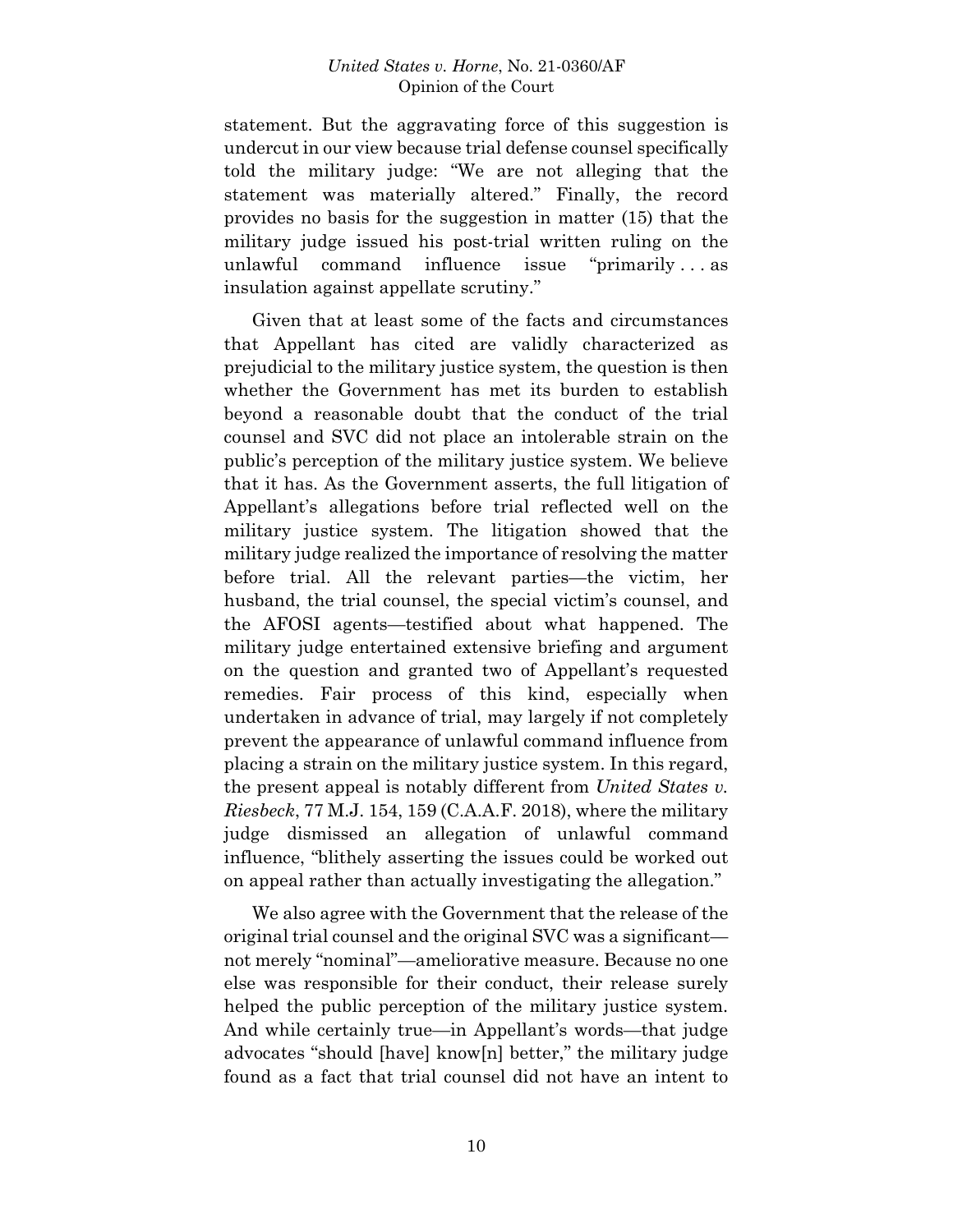statement. But the aggravating force of this suggestion is undercut in our view because trial defense counsel specifically told the military judge: "We are not alleging that the statement was materially altered." Finally, the record provides no basis for the suggestion in matter (15) that the military judge issued his post-trial written ruling on the unlawful command influence issue "primarily . . . as insulation against appellate scrutiny."

Given that at least some of the facts and circumstances that Appellant has cited are validly characterized as prejudicial to the military justice system, the question is then whether the Government has met its burden to establish beyond a reasonable doubt that the conduct of the trial counsel and SVC did not place an intolerable strain on the public's perception of the military justice system. We believe that it has. As the Government asserts, the full litigation of Appellant's allegations before trial reflected well on the military justice system. The litigation showed that the military judge realized the importance of resolving the matter before trial. All the relevant parties—the victim, her husband, the trial counsel, the special victim's counsel, and the AFOSI agents—testified about what happened. The military judge entertained extensive briefing and argument on the question and granted two of Appellant's requested remedies. Fair process of this kind, especially when undertaken in advance of trial, may largely if not completely prevent the appearance of unlawful command influence from placing a strain on the military justice system. In this regard, the present appeal is notably different from *United States v. Riesbeck*, 77 M.J. 154, 159 (C.A.A.F. 2018), where the military judge dismissed an allegation of unlawful command influence, "blithely asserting the issues could be worked out on appeal rather than actually investigating the allegation."

We also agree with the Government that the release of the original trial counsel and the original SVC was a significant—not merely "nominal"—ameliorative measure. Because no one else was responsible for their conduct, their release surely helped the public perception of the military justice system. And while certainly true—in Appellant's words—that judge advocates "should [have] know[n] better," the military judge found as a fact that trial counsel did not have an intent to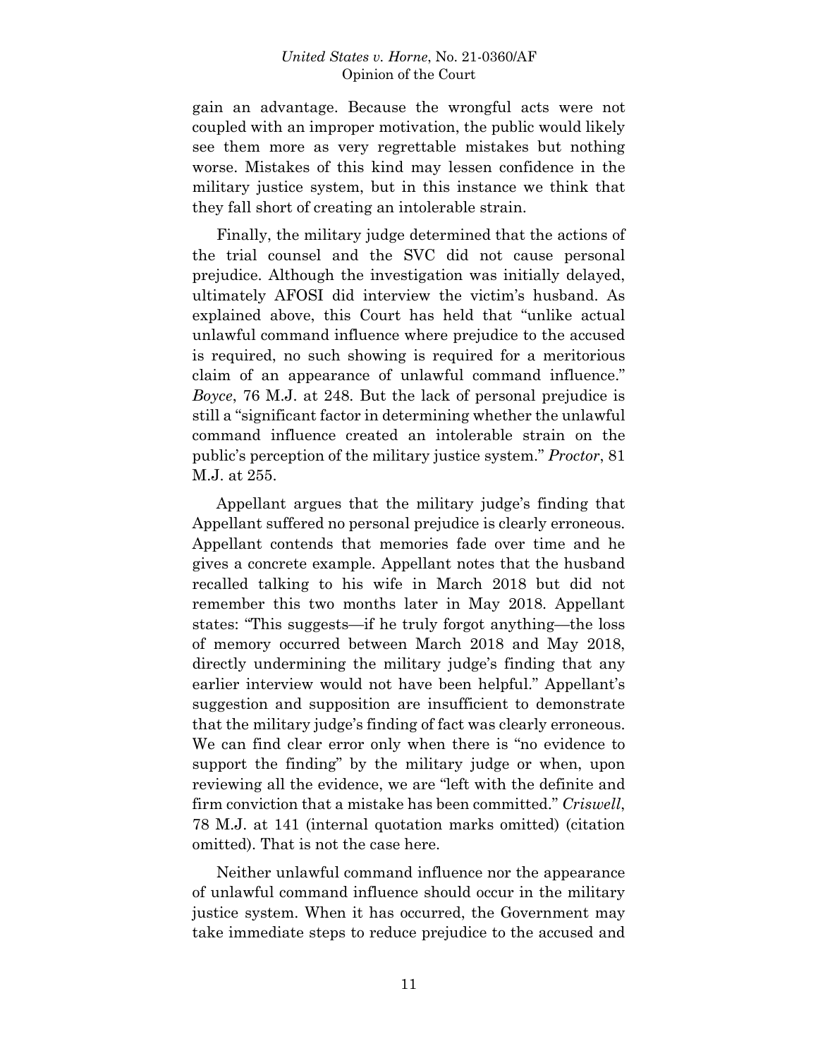gain an advantage. Because the wrongful acts were not coupled with an improper motivation, the public would likely see them more as very regrettable mistakes but nothing worse. Mistakes of this kind may lessen confidence in the military justice system, but in this instance we think that they fall short of creating an intolerable strain.

Finally, the military judge determined that the actions of the trial counsel and the SVC did not cause personal prejudice. Although the investigation was initially delayed, ultimately AFOSI did interview the victim's husband. As explained above, this Court has held that "unlike actual unlawful command influence where prejudice to the accused is required, no such showing is required for a meritorious claim of an appearance of unlawful command influence." *Boyce*, 76 M.J. at 248. But the lack of personal prejudice is still a "significant factor in determining whether the unlawful command influence created an intolerable strain on the public's perception of the military justice system." *Proctor*, 81 M.J. at 255.

Appellant argues that the military judge's finding that Appellant suffered no personal prejudice is clearly erroneous. Appellant contends that memories fade over time and he gives a concrete example. Appellant notes that the husband recalled talking to his wife in March 2018 but did not remember this two months later in May 2018. Appellant states: "This suggests—if he truly forgot anything—the loss of memory occurred between March 2018 and May 2018, directly undermining the military judge's finding that any earlier interview would not have been helpful." Appellant's suggestion and supposition are insufficient to demonstrate that the military judge's finding of fact was clearly erroneous. We can find clear error only when there is "no evidence to support the finding" by the military judge or when, upon reviewing all the evidence, we are "left with the definite and firm conviction that a mistake has been committed." *Criswell*, 78 M.J. at 141 (internal quotation marks omitted) (citation omitted). That is not the case here.

Neither unlawful command influence nor the appearance of unlawful command influence should occur in the military justice system. When it has occurred, the Government may take immediate steps to reduce prejudice to the accused and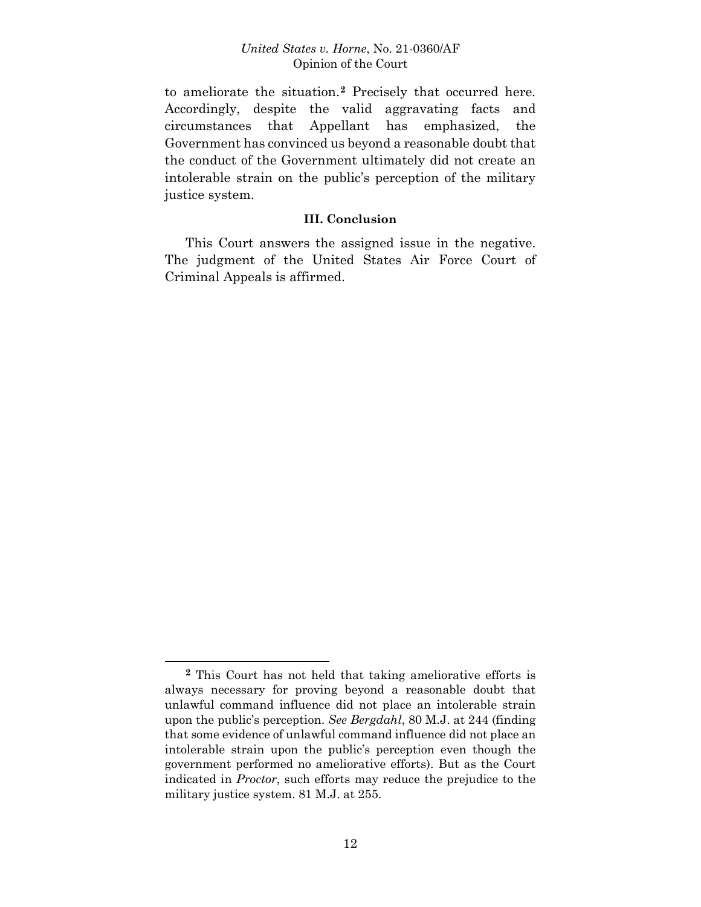to ameliorate the situation.[2] Precisely that occurred here. Accordingly, despite the valid aggravating facts and circumstances that Appellant has emphasized, the Government has convinced us beyond a reasonable doubt that the conduct of the Government ultimately did not create an intolerable strain on the public's perception of the military justice system.

### III. Conclusion

This Court answers the assigned issue in the negative. The judgment of the United States Air Force Court of Criminal Appeals is affirmed.

---

[2] This Court has not held that taking ameliorative efforts is always necessary for proving beyond a reasonable doubt that unlawful command influence did not place an intolerable strain upon the public's perception. *See Bergdahl*, 80 M.J. at 244 (finding that some evidence of unlawful command influence did not place an intolerable strain upon the public's perception even though the government performed no ameliorative efforts). But as the Court indicated in *Proctor*, such efforts may reduce the prejudice to the military justice system. 81 M.J. at 255.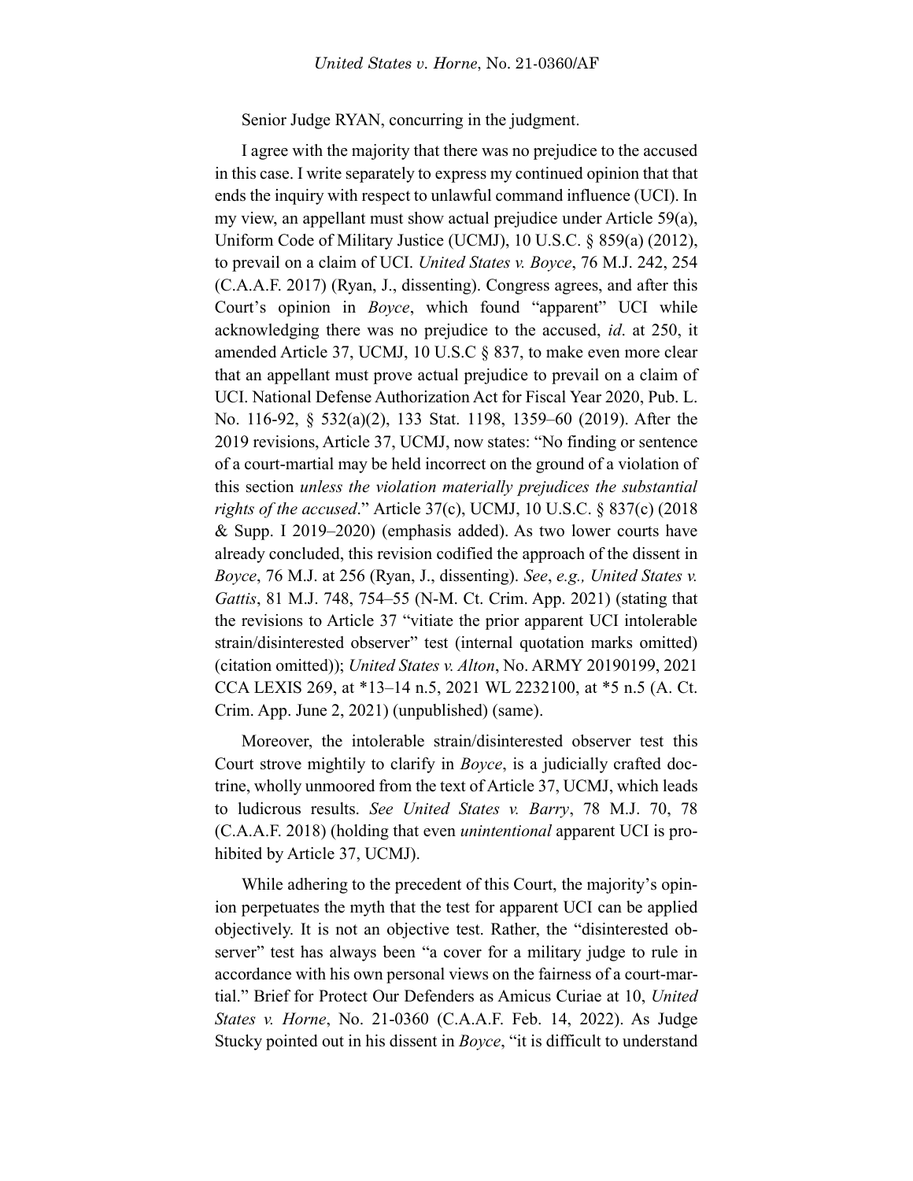Senior Judge RYAN, concurring in the judgment.

I agree with the majority that there was no prejudice to the accused in this case. I write separately to express my continued opinion that that ends the inquiry with respect to unlawful command influence (UCI). In my view, an appellant must show actual prejudice under Article 59(a), Uniform Code of Military Justice (UCMJ), 10 U.S.C. § 859(a) (2012), to prevail on a claim of UCI. *United States v. Boyce*, 76 M.J. 242, 254 (C.A.A.F. 2017) (Ryan, J., dissenting). Congress agrees, and after this Court's opinion in *Boyce*, which found "apparent" UCI while acknowledging there was no prejudice to the accused, *id*. at 250, it amended Article 37, UCMJ, 10 U.S.C § 837, to make even more clear that an appellant must prove actual prejudice to prevail on a claim of UCI. National Defense Authorization Act for Fiscal Year 2020, Pub. L. No. 116-92, § 532(a)(2), 133 Stat. 1198, 1359–60 (2019). After the 2019 revisions, Article 37, UCMJ, now states: "No finding or sentence of a court-martial may be held incorrect on the ground of a violation of this section *unless the violation materially prejudices the substantial rights of the accused*." Article 37(c), UCMJ, 10 U.S.C. § 837(c) (2018 & Supp. I 2019–2020) (emphasis added). As two lower courts have already concluded, this revision codified the approach of the dissent in *Boyce*, 76 M.J. at 256 (Ryan, J., dissenting). *See*, *e.g., United States v. Gattis*, 81 M.J. 748, 754–55 (N-M. Ct. Crim. App. 2021) (stating that the revisions to Article 37 "vitiate the prior apparent UCI intolerable strain/disinterested observer" test (internal quotation marks omitted) (citation omitted)); *United States v. Alton*, No. ARMY 20190199, 2021 CCA LEXIS 269, at *13–14 n.5, 2021 WL 2232100, at *5 n.5 (A. Ct. Crim. App. June 2, 2021) (unpublished) (same).

Moreover, the intolerable strain/disinterested observer test this Court strove mightily to clarify in *Boyce*, is a judicially crafted doctrine, wholly unmoored from the text of Article 37, UCMJ, which leads to ludicrous results. *See United States v. Barry*, 78 M.J. 70, 78 (C.A.A.F. 2018) (holding that even *unintentional* apparent UCI is prohibited by Article 37, UCMJ).

While adhering to the precedent of this Court, the majority's opinion perpetuates the myth that the test for apparent UCI can be applied objectively. It is not an objective test. Rather, the "disinterested observer" test has always been "a cover for a military judge to rule in accordance with his own personal views on the fairness of a court-martial." Brief for Protect Our Defenders as Amicus Curiae at 10, *United States v. Horne*, No. 21-0360 (C.A.A.F. Feb. 14, 2022). As Judge Stucky pointed out in his dissent in *Boyce*, "it is difficult to understand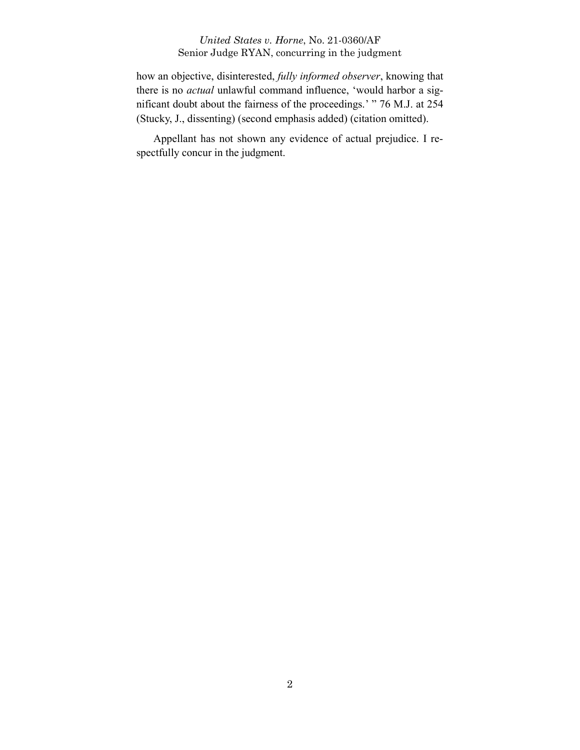how an objective, disinterested, *fully informed observer*, knowing that there is no *actual* unlawful command influence, 'would harbor a significant doubt about the fairness of the proceedings.' " 76 M.J. at 254 (Stucky, J., dissenting) (second emphasis added) (citation omitted).

Appellant has not shown any evidence of actual prejudice. I respectfully concur in the judgment.